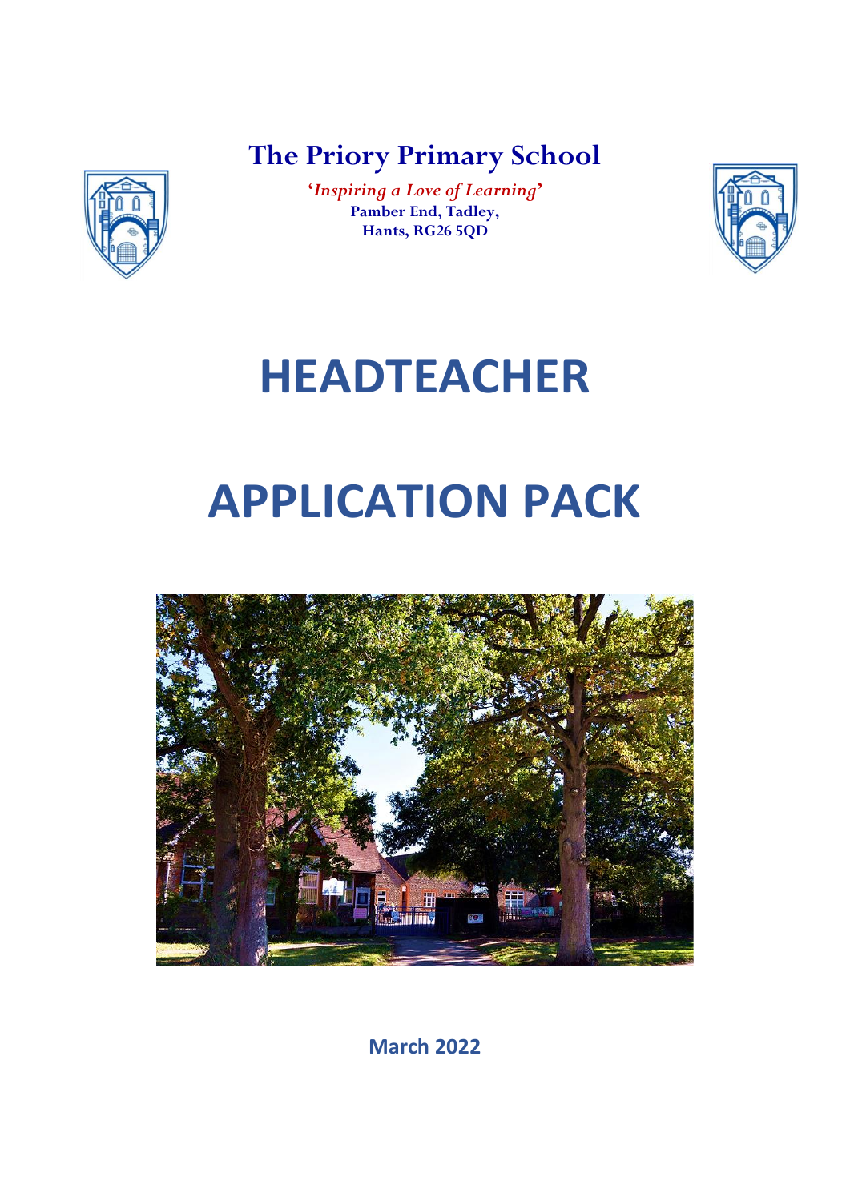# The Priory Primary School

***'Inspiring a Love of Learning'***

**Pamber End, Tadley,**
**Hants, RG26 5QD**

# HEADTEACHER

# APPLICATION PACK

**March 2022**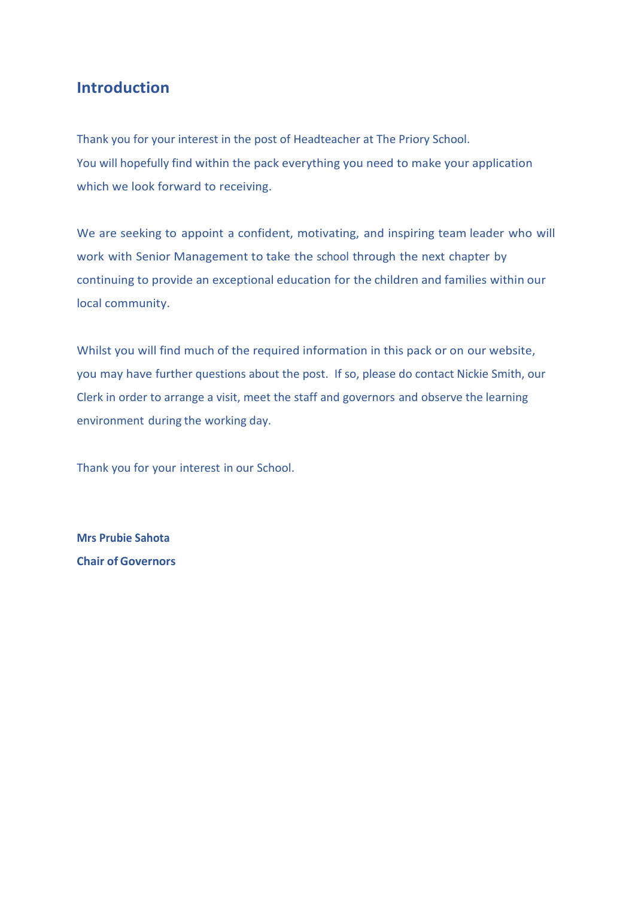## Introduction

Thank you for your interest in the post of Headteacher at The Priory School.
You will hopefully find within the pack everything you need to make your application which we look forward to receiving.

We are seeking to appoint a confident, motivating, and inspiring team leader who will work with Senior Management to take the school through the next chapter by continuing to provide an exceptional education for the children and families within our local community.

Whilst you will find much of the required information in this pack or on our website, you may have further questions about the post. If so, please do contact Nickie Smith, our Clerk in order to arrange a visit, meet the staff and governors and observe the learning environment during the working day.

Thank you for your interest in our School.

**Mrs Prubie Sahota**
**Chair of Governors**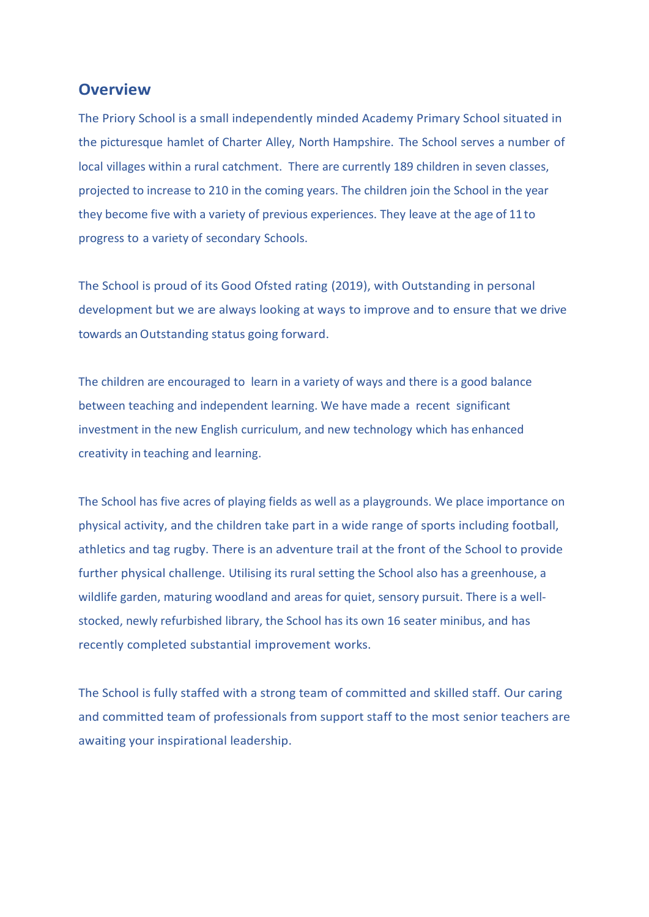## Overview

The Priory School is a small independently minded Academy Primary School situated in the picturesque hamlet of Charter Alley, North Hampshire. The School serves a number of local villages within a rural catchment. There are currently 189 children in seven classes, projected to increase to 210 in the coming years. The children join the School in the year they become five with a variety of previous experiences. They leave at the age of 11 to progress to a variety of secondary Schools.

The School is proud of its Good Ofsted rating (2019), with Outstanding in personal development but we are always looking at ways to improve and to ensure that we drive towards an Outstanding status going forward.

The children are encouraged to learn in a variety of ways and there is a good balance between teaching and independent learning. We have made a recent significant investment in the new English curriculum, and new technology which has enhanced creativity in teaching and learning.

The School has five acres of playing fields as well as a playgrounds. We place importance on physical activity, and the children take part in a wide range of sports including football, athletics and tag rugby. There is an adventure trail at the front of the School to provide further physical challenge. Utilising its rural setting the School also has a greenhouse, a wildlife garden, maturing woodland and areas for quiet, sensory pursuit. There is a well-stocked, newly refurbished library, the School has its own 16 seater minibus, and has recently completed substantial improvement works.

The School is fully staffed with a strong team of committed and skilled staff. Our caring and committed team of professionals from support staff to the most senior teachers are awaiting your inspirational leadership.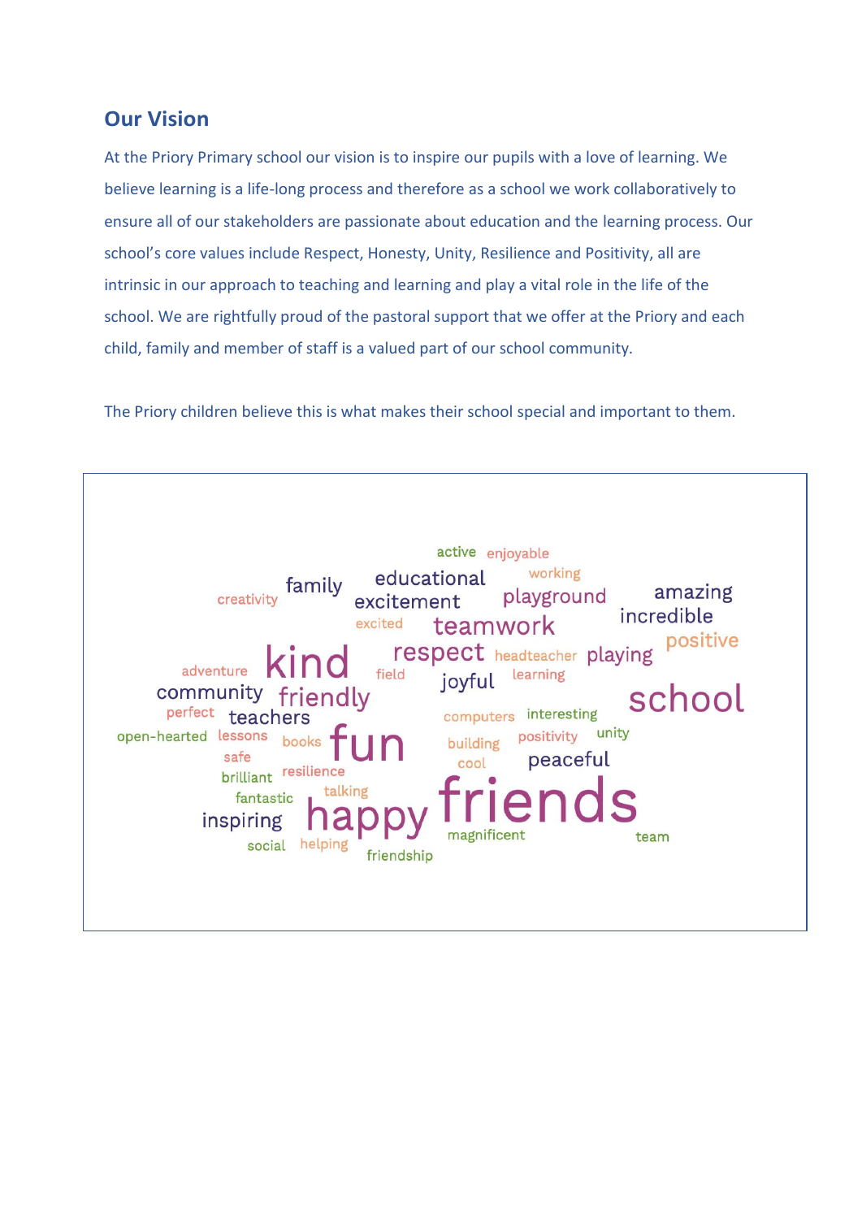## Our Vision

At the Priory Primary school our vision is to inspire our pupils with a love of learning. We believe learning is a life-long process and therefore as a school we work collaboratively to ensure all of our stakeholders are passionate about education and the learning process. Our school's core values include Respect, Honesty, Unity, Resilience and Positivity, all are intrinsic in our approach to teaching and learning and play a vital role in the life of the school. We are rightfully proud of the pastoral support that we offer at the Priory and each child, family and member of staff is a valued part of our school community.

The Priory children believe this is what makes their school special and important to them.

active enjoyable working family educational creativity excitement playground amazing incredible excited teamwork positive respect headteacher playing adventure kind field joyful learning community friendly school perfect teachers computers interesting open-hearted lessons books fun building positivity unity safe cool peaceful brilliant resilience fantastic talking inspiring happy friends magnificent team social helping friendship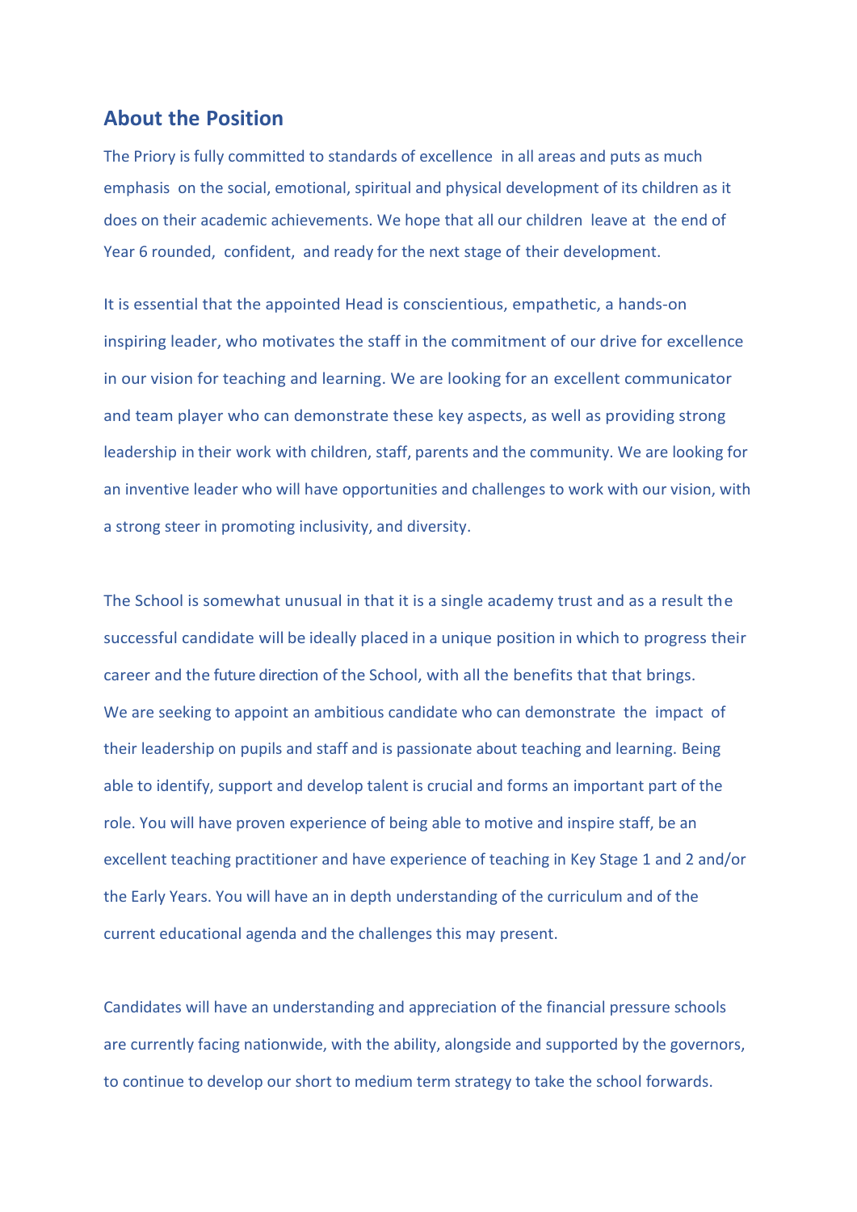## About the Position

The Priory is fully committed to standards of excellence in all areas and puts as much emphasis on the social, emotional, spiritual and physical development of its children as it does on their academic achievements. We hope that all our children leave at the end of Year 6 rounded, confident, and ready for the next stage of their development.

It is essential that the appointed Head is conscientious, empathetic, a hands-on inspiring leader, who motivates the staff in the commitment of our drive for excellence in our vision for teaching and learning. We are looking for an excellent communicator and team player who can demonstrate these key aspects, as well as providing strong leadership in their work with children, staff, parents and the community. We are looking for an inventive leader who will have opportunities and challenges to work with our vision, with a strong steer in promoting inclusivity, and diversity.

The School is somewhat unusual in that it is a single academy trust and as a result the successful candidate will be ideally placed in a unique position in which to progress their career and the future direction of the School, with all the benefits that that brings. We are seeking to appoint an ambitious candidate who can demonstrate the impact of their leadership on pupils and staff and is passionate about teaching and learning. Being able to identify, support and develop talent is crucial and forms an important part of the role. You will have proven experience of being able to motive and inspire staff, be an excellent teaching practitioner and have experience of teaching in Key Stage 1 and 2 and/or the Early Years. You will have an in depth understanding of the curriculum and of the current educational agenda and the challenges this may present.

Candidates will have an understanding and appreciation of the financial pressure schools are currently facing nationwide, with the ability, alongside and supported by the governors, to continue to develop our short to medium term strategy to take the school forwards.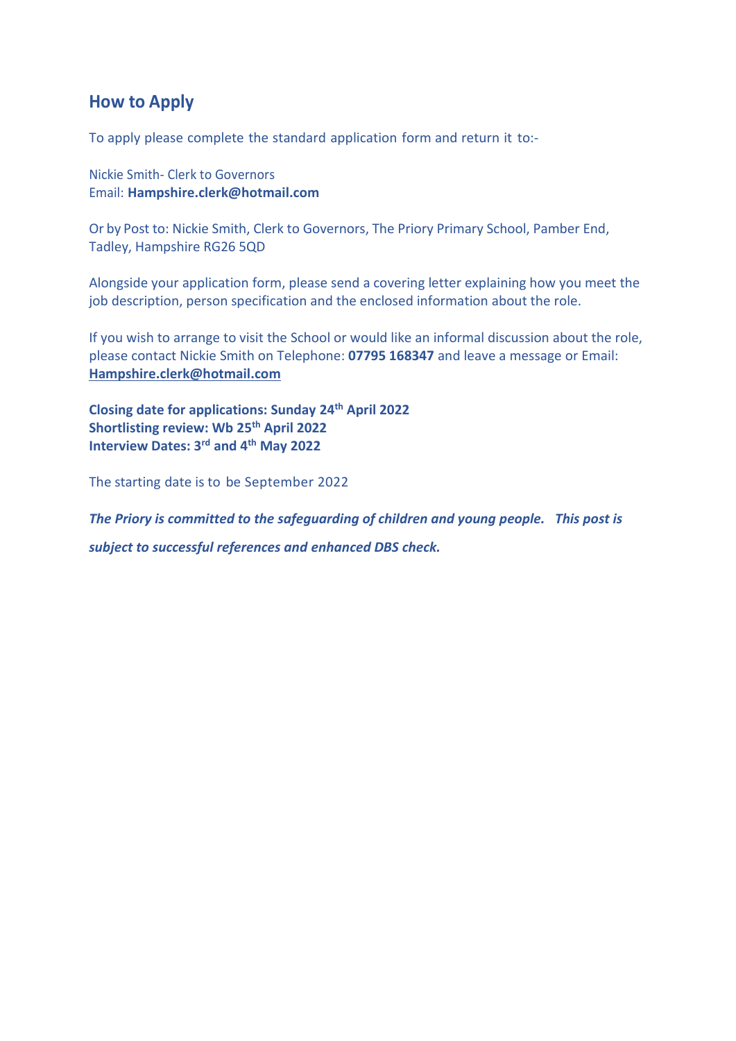## How to Apply

To apply please complete the standard application form and return it to:-

Nickie Smith- Clerk to Governors
Email: **Hampshire.clerk@hotmail.com**

Or by Post to: Nickie Smith, Clerk to Governors, The Priory Primary School, Pamber End, Tadley, Hampshire RG26 5QD

Alongside your application form, please send a covering letter explaining how you meet the job description, person specification and the enclosed information about the role.

If you wish to arrange to visit the School or would like an informal discussion about the role, please contact Nickie Smith on Telephone: **07795 168347** and leave a message or Email: **Hampshire.clerk@hotmail.com**

**Closing date for applications: Sunday 24th April 2022**
**Shortlisting review: Wb 25th April 2022**
**Interview Dates: 3rd and 4th May 2022**

The starting date is to be September 2022

***The Priory is committed to the safeguarding of children and young people. This post is subject to successful references and enhanced DBS check.***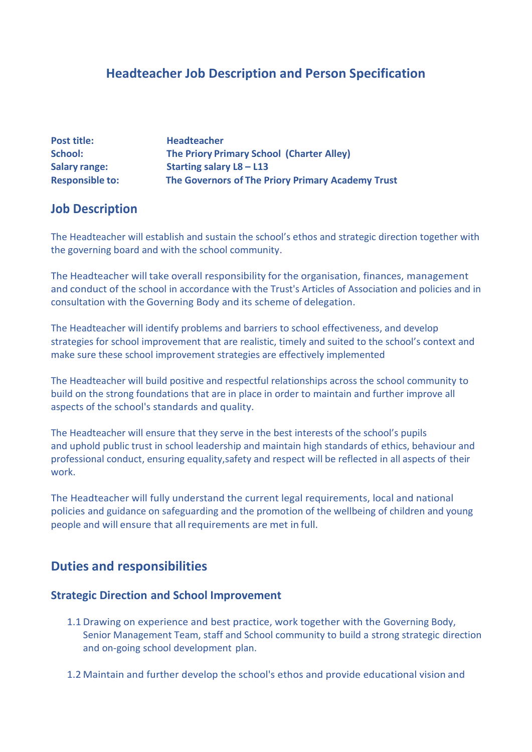# Headteacher Job Description and Person Specification

| | |
|---|---|
| **Post title:** | **Headteacher** |
| **School:** | **The Priory Primary School (Charter Alley)** |
| **Salary range:** | **Starting salary L8 – L13** |
| **Responsible to:** | **The Governors of The Priory Primary Academy Trust** |

## Job Description

The Headteacher will establish and sustain the school's ethos and strategic direction together with the governing board and with the school community.

The Headteacher will take overall responsibility for the organisation, finances, management and conduct of the school in accordance with the Trust's Articles of Association and policies and in consultation with the Governing Body and its scheme of delegation.

The Headteacher will identify problems and barriers to school effectiveness, and develop strategies for school improvement that are realistic, timely and suited to the school's context and make sure these school improvement strategies are effectively implemented

The Headteacher will build positive and respectful relationships across the school community to build on the strong foundations that are in place in order to maintain and further improve all aspects of the school's standards and quality.

The Headteacher will ensure that they serve in the best interests of the school's pupils and uphold public trust in school leadership and maintain high standards of ethics, behaviour and professional conduct, ensuring equality,safety and respect will be reflected in all aspects of their work.

The Headteacher will fully understand the current legal requirements, local and national policies and guidance on safeguarding and the promotion of the wellbeing of children and young people and will ensure that all requirements are met in full.

## Duties and responsibilities

### Strategic Direction and School Improvement

1.1 Drawing on experience and best practice, work together with the Governing Body, Senior Management Team, staff and School community to build a strong strategic direction and on-going school development plan.

1.2 Maintain and further develop the school's ethos and provide educational vision and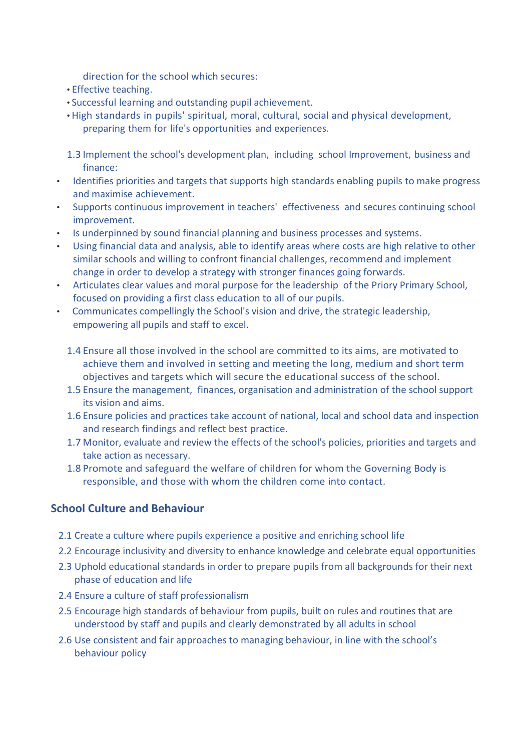direction for the school which secures:

- Effective teaching.
- Successful learning and outstanding pupil achievement.
- High standards in pupils' spiritual, moral, cultural, social and physical development, preparing them for life's opportunities and experiences.

1.3 Implement the school's development plan, including school Improvement, business and finance:

- Identifies priorities and targets that supports high standards enabling pupils to make progress and maximise achievement.
- Supports continuous improvement in teachers' effectiveness and secures continuing school improvement.
- Is underpinned by sound financial planning and business processes and systems.
- Using financial data and analysis, able to identify areas where costs are high relative to other similar schools and willing to confront financial challenges, recommend and implement change in order to develop a strategy with stronger finances going forwards.
- Articulates clear values and moral purpose for the leadership of the Priory Primary School, focused on providing a first class education to all of our pupils.
- Communicates compellingly the School's vision and drive, the strategic leadership, empowering all pupils and staff to excel.

1.4 Ensure all those involved in the school are committed to its aims, are motivated to achieve them and involved in setting and meeting the long, medium and short term objectives and targets which will secure the educational success of the school.

1.5 Ensure the management, finances, organisation and administration of the school support its vision and aims.

1.6 Ensure policies and practices take account of national, local and school data and inspection and research findings and reflect best practice.

1.7 Monitor, evaluate and review the effects of the school's policies, priorities and targets and take action as necessary.

1.8 Promote and safeguard the welfare of children for whom the Governing Body is responsible, and those with whom the children come into contact.

## School Culture and Behaviour

2.1 Create a culture where pupils experience a positive and enriching school life

2.2 Encourage inclusivity and diversity to enhance knowledge and celebrate equal opportunities

2.3 Uphold educational standards in order to prepare pupils from all backgrounds for their next phase of education and life

2.4 Ensure a culture of staff professionalism

2.5 Encourage high standards of behaviour from pupils, built on rules and routines that are understood by staff and pupils and clearly demonstrated by all adults in school

2.6 Use consistent and fair approaches to managing behaviour, in line with the school's behaviour policy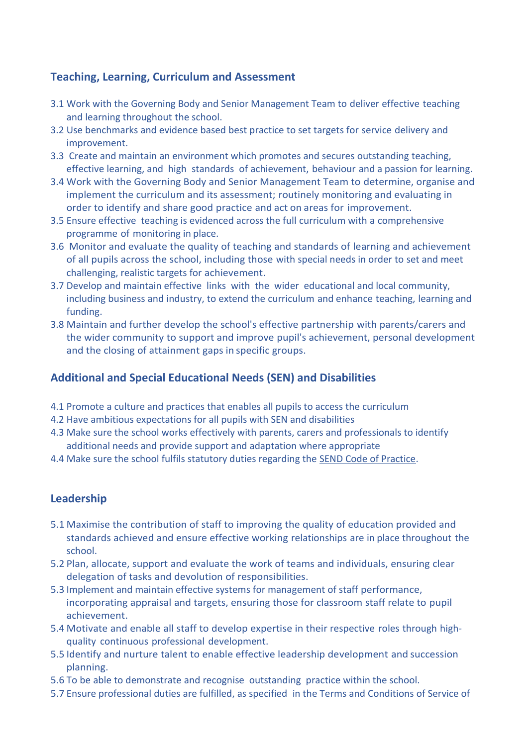## Teaching, Learning, Curriculum and Assessment

3.1 Work with the Governing Body and Senior Management Team to deliver effective teaching and learning throughout the school.
3.2 Use benchmarks and evidence based best practice to set targets for service delivery and improvement.
3.3 Create and maintain an environment which promotes and secures outstanding teaching, effective learning, and high standards of achievement, behaviour and a passion for learning.
3.4 Work with the Governing Body and Senior Management Team to determine, organise and implement the curriculum and its assessment; routinely monitoring and evaluating in order to identify and share good practice and act on areas for improvement.
3.5 Ensure effective teaching is evidenced across the full curriculum with a comprehensive programme of monitoring in place.
3.6 Monitor and evaluate the quality of teaching and standards of learning and achievement of all pupils across the school, including those with special needs in order to set and meet challenging, realistic targets for achievement.
3.7 Develop and maintain effective links with the wider educational and local community, including business and industry, to extend the curriculum and enhance teaching, learning and funding.
3.8 Maintain and further develop the school's effective partnership with parents/carers and the wider community to support and improve pupil's achievement, personal development and the closing of attainment gaps in specific groups.

## Additional and Special Educational Needs (SEN) and Disabilities

4.1 Promote a culture and practices that enables all pupils to access the curriculum
4.2 Have ambitious expectations for all pupils with SEN and disabilities
4.3 Make sure the school works effectively with parents, carers and professionals to identify additional needs and provide support and adaptation where appropriate
4.4 Make sure the school fulfils statutory duties regarding the SEND Code of Practice.

## Leadership

5.1 Maximise the contribution of staff to improving the quality of education provided and standards achieved and ensure effective working relationships are in place throughout the school.
5.2 Plan, allocate, support and evaluate the work of teams and individuals, ensuring clear delegation of tasks and devolution of responsibilities.
5.3 Implement and maintain effective systems for management of staff performance, incorporating appraisal and targets, ensuring those for classroom staff relate to pupil achievement.
5.4 Motivate and enable all staff to develop expertise in their respective roles through high-quality continuous professional development.
5.5 Identify and nurture talent to enable effective leadership development and succession planning.
5.6 To be able to demonstrate and recognise outstanding practice within the school.
5.7 Ensure professional duties are fulfilled, as specified in the Terms and Conditions of Service of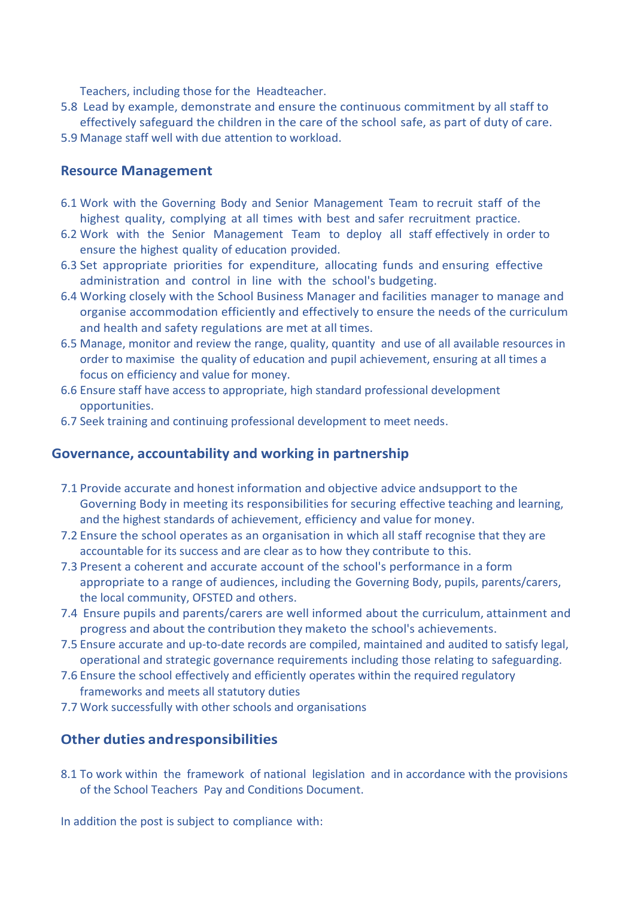Teachers, including those for the Headteacher.

5.8 Lead by example, demonstrate and ensure the continuous commitment by all staff to effectively safeguard the children in the care of the school safe, as part of duty of care.

5.9 Manage staff well with due attention to workload.

## Resource Management

6.1 Work with the Governing Body and Senior Management Team to recruit staff of the highest quality, complying at all times with best and safer recruitment practice.

6.2 Work with the Senior Management Team to deploy all staff effectively in order to ensure the highest quality of education provided.

6.3 Set appropriate priorities for expenditure, allocating funds and ensuring effective administration and control in line with the school's budgeting.

6.4 Working closely with the School Business Manager and facilities manager to manage and organise accommodation efficiently and effectively to ensure the needs of the curriculum and health and safety regulations are met at all times.

6.5 Manage, monitor and review the range, quality, quantity and use of all available resources in order to maximise the quality of education and pupil achievement, ensuring at all times a focus on efficiency and value for money.

6.6 Ensure staff have access to appropriate, high standard professional development opportunities.

6.7 Seek training and continuing professional development to meet needs.

## Governance, accountability and working in partnership

7.1 Provide accurate and honest information and objective advice andsupport to the Governing Body in meeting its responsibilities for securing effective teaching and learning, and the highest standards of achievement, efficiency and value for money.

7.2 Ensure the school operates as an organisation in which all staff recognise that they are accountable for its success and are clear as to how they contribute to this.

7.3 Present a coherent and accurate account of the school's performance in a form appropriate to a range of audiences, including the Governing Body, pupils, parents/carers, the local community, OFSTED and others.

7.4 Ensure pupils and parents/carers are well informed about the curriculum, attainment and progress and about the contribution they maketo the school's achievements.

7.5 Ensure accurate and up-to-date records are compiled, maintained and audited to satisfy legal, operational and strategic governance requirements including those relating to safeguarding.

7.6 Ensure the school effectively and efficiently operates within the required regulatory frameworks and meets all statutory duties

7.7 Work successfully with other schools and organisations

## Other duties andresponsibilities

8.1 To work within the framework of national legislation and in accordance with the provisions of the School Teachers Pay and Conditions Document.

In addition the post is subject to compliance with: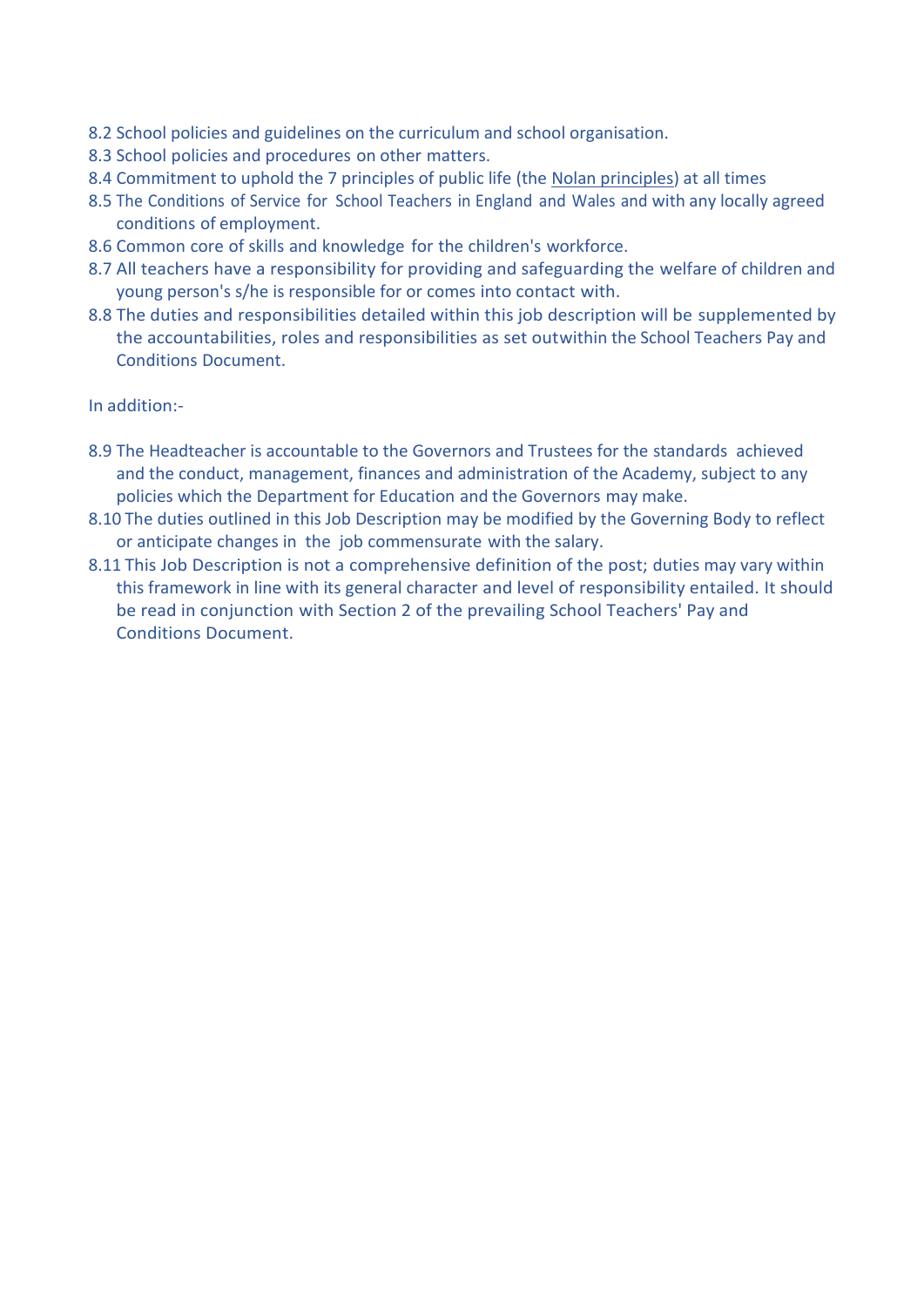8.2 School policies and guidelines on the curriculum and school organisation.
8.3 School policies and procedures on other matters.
8.4 Commitment to uphold the 7 principles of public life (the Nolan principles) at all times
8.5 The Conditions of Service for School Teachers in England and Wales and with any locally agreed conditions of employment.
8.6 Common core of skills and knowledge for the children's workforce.
8.7 All teachers have a responsibility for providing and safeguarding the welfare of children and young person's s/he is responsible for or comes into contact with.
8.8 The duties and responsibilities detailed within this job description will be supplemented by the accountabilities, roles and responsibilities as set outwithin the School Teachers Pay and Conditions Document.

In addition:-

8.9 The Headteacher is accountable to the Governors and Trustees for the standards achieved and the conduct, management, finances and administration of the Academy, subject to any policies which the Department for Education and the Governors may make.
8.10 The duties outlined in this Job Description may be modified by the Governing Body to reflect or anticipate changes in the job commensurate with the salary.
8.11 This Job Description is not a comprehensive definition of the post; duties may vary within this framework in line with its general character and level of responsibility entailed. It should be read in conjunction with Section 2 of the prevailing School Teachers' Pay and Conditions Document.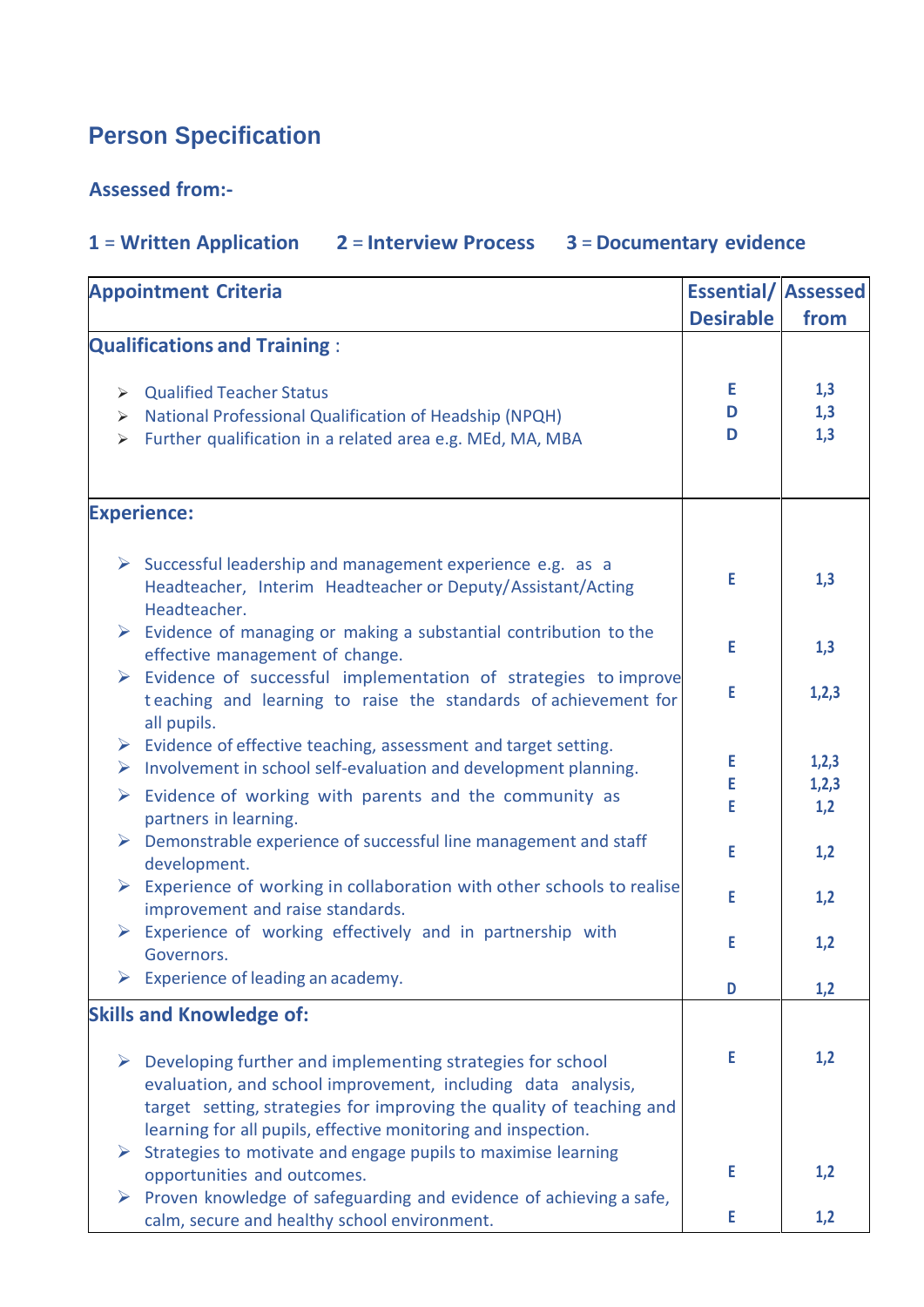## Person Specification

**Assessed from:-**

**1 = Written Application  2 = Interview Process  3 = Documentary evidence**

| Appointment Criteria | Essential/ Desirable | Assessed from |
|---|---|---|
| **Qualifications and Training :** | | |
| ➢ Qualified Teacher Status | E | 1,3 |
| ➢ National Professional Qualification of Headship (NPQH) | D | 1,3 |
| ➢ Further qualification in a related area e.g. MEd, MA, MBA | D | 1,3 |
| **Experience:** | | |
| ➢ Successful leadership and management experience e.g. as a Headteacher, Interim Headteacher or Deputy/Assistant/Acting Headteacher. | E | 1,3 |
| ➢ Evidence of managing or making a substantial contribution to the effective management of change. | E | 1,3 |
| ➢ Evidence of successful implementation of strategies to improve teaching and learning to raise the standards of achievement for all pupils. | E | 1,2,3 |
| ➢ Evidence of effective teaching, assessment and target setting. | E | 1,2,3 |
| ➢ Involvement in school self-evaluation and development planning. | E | 1,2,3 |
| ➢ Evidence of working with parents and the community as partners in learning. | E | 1,2 |
| ➢ Demonstrable experience of successful line management and staff development. | E | 1,2 |
| ➢ Experience of working in collaboration with other schools to realise improvement and raise standards. | E | 1,2 |
| ➢ Experience of working effectively and in partnership with Governors. | E | 1,2 |
| ➢ Experience of leading an academy. | D | 1,2 |
| **Skills and Knowledge of:** | | |
| ➢ Developing further and implementing strategies for school evaluation, and school improvement, including data analysis, target setting, strategies for improving the quality of teaching and learning for all pupils, effective monitoring and inspection. | E | 1,2 |
| ➢ Strategies to motivate and engage pupils to maximise learning opportunities and outcomes. | E | 1,2 |
| ➢ Proven knowledge of safeguarding and evidence of achieving a safe, calm, secure and healthy school environment. | E | 1,2 |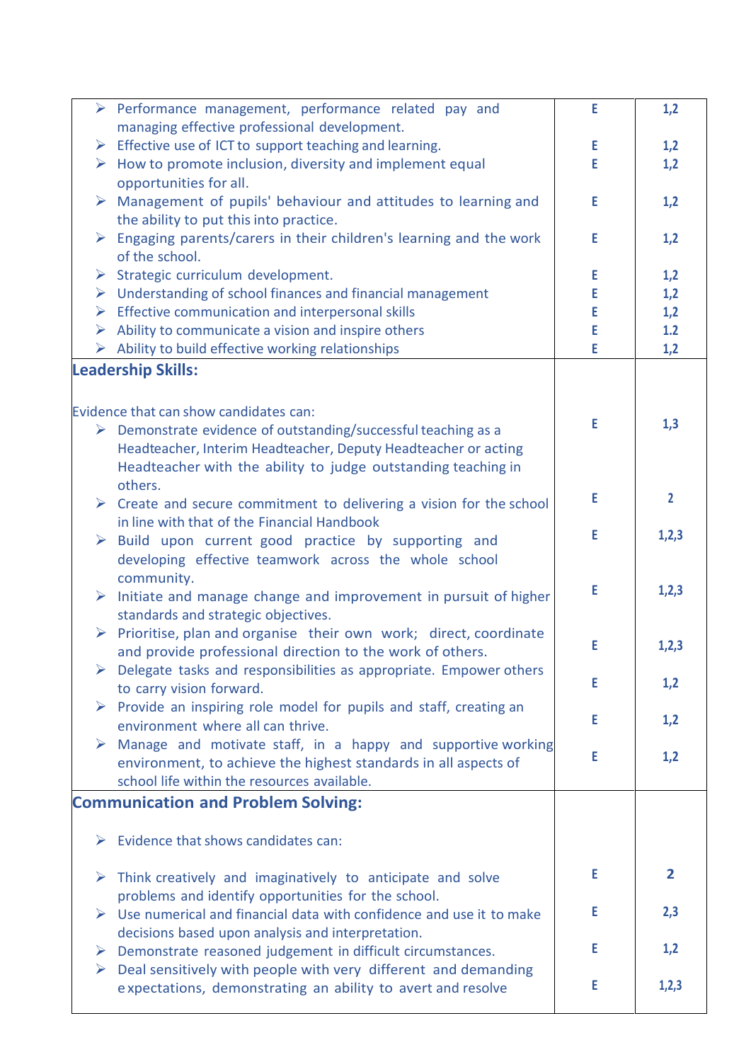| | | |
|---|---|---|
| ➢ Performance management, performance related pay and managing effective professional development. | E | 1,2 |
| ➢ Effective use of ICT to support teaching and learning. | E | 1,2 |
| ➢ How to promote inclusion, diversity and implement equal opportunities for all. | E | 1,2 |
| ➢ Management of pupils' behaviour and attitudes to learning and the ability to put this into practice. | E | 1,2 |
| ➢ Engaging parents/carers in their children's learning and the work of the school. | E | 1,2 |
| ➢ Strategic curriculum development. | E | 1,2 |
| ➢ Understanding of school finances and financial management | E | 1,2 |
| ➢ Effective communication and interpersonal skills | E | 1,2 |
| ➢ Ability to communicate a vision and inspire others | E | 1.2 |
| ➢ Ability to build effective working relationships | E | 1,2 |
| **Leadership Skills:** | | |
| Evidence that can show candidates can: | | |
| ➢ Demonstrate evidence of outstanding/successful teaching as a Headteacher, Interim Headteacher, Deputy Headteacher or acting Headteacher with the ability to judge outstanding teaching in others. | E | 1,3 |
| ➢ Create and secure commitment to delivering a vision for the school in line with that of the Financial Handbook | E | 2 |
| ➢ Build upon current good practice by supporting and developing effective teamwork across the whole school community. | E | 1,2,3 |
| ➢ Initiate and manage change and improvement in pursuit of higher standards and strategic objectives. | E | 1,2,3 |
| ➢ Prioritise, plan and organise their own work; direct, coordinate and provide professional direction to the work of others. | E | 1,2,3 |
| ➢ Delegate tasks and responsibilities as appropriate. Empower others to carry vision forward. | E | 1,2 |
| ➢ Provide an inspiring role model for pupils and staff, creating an environment where all can thrive. | E | 1,2 |
| ➢ Manage and motivate staff, in a happy and supportive working environment, to achieve the highest standards in all aspects of school life within the resources available. | E | 1,2 |
| **Communication and Problem Solving:** | | |
| ➢ Evidence that shows candidates can: | | |
| ➢ Think creatively and imaginatively to anticipate and solve problems and identify opportunities for the school. | E | 2 |
| ➢ Use numerical and financial data with confidence and use it to make decisions based upon analysis and interpretation. | E | 2,3 |
| ➢ Demonstrate reasoned judgement in difficult circumstances. | E | 1,2 |
| ➢ Deal sensitively with people with very different and demanding expectations, demonstrating an ability to avert and resolve | E | 1,2,3 |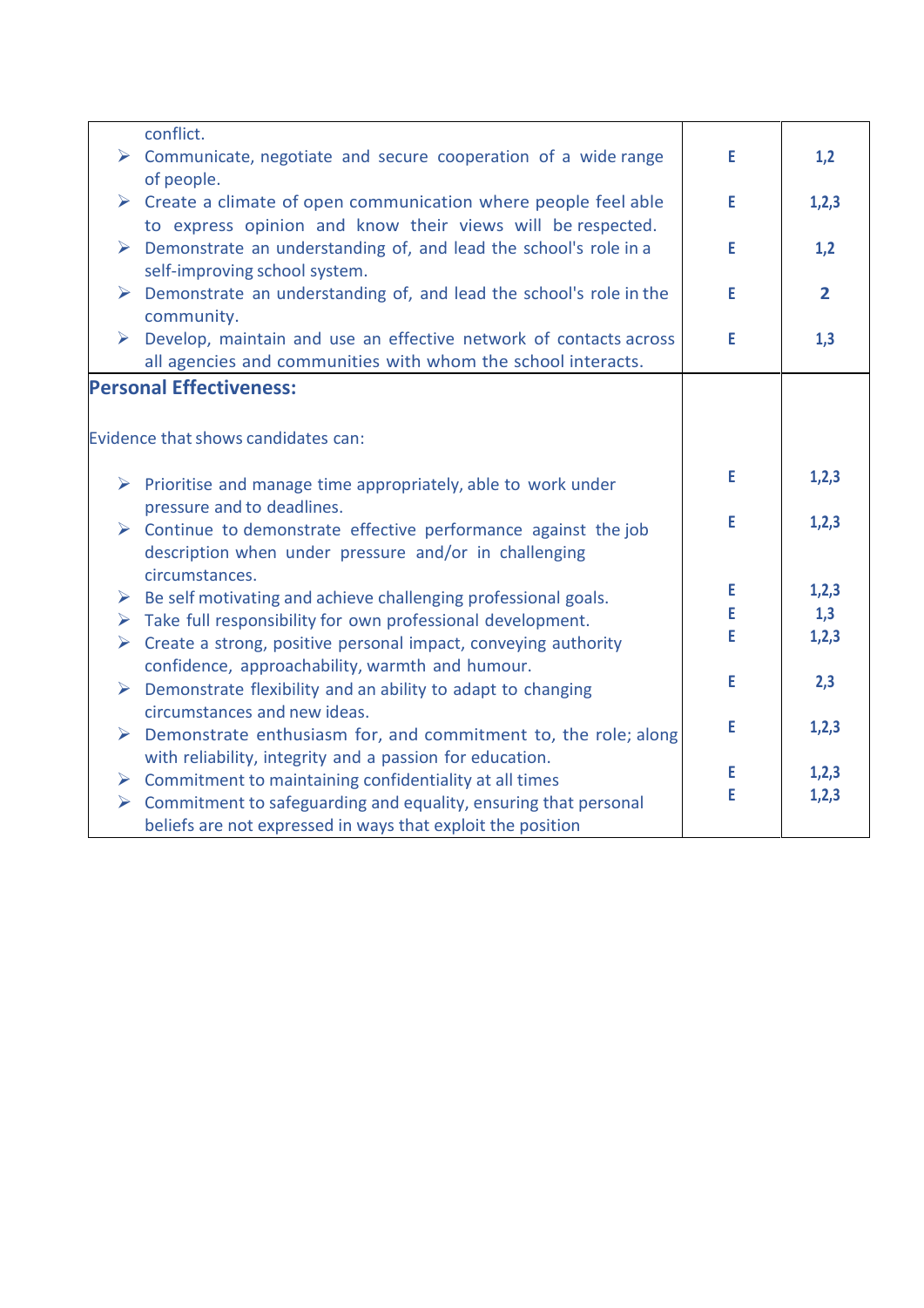| | | |
|---|---|---|
| conflict. | | |
| ➢ Communicate, negotiate and secure cooperation of a wide range of people. | E | 1,2 |
| ➢ Create a climate of open communication where people feel able to express opinion and know their views will be respected. | E | 1,2,3 |
| ➢ Demonstrate an understanding of, and lead the school's role in a self-improving school system. | E | 1,2 |
| ➢ Demonstrate an understanding of, and lead the school's role in the community. | E | **2** |
| ➢ Develop, maintain and use an effective network of contacts across all agencies and communities with whom the school interacts. | E | 1,3 |
| **Personal Effectiveness:** | | |
| Evidence that shows candidates can: | | |
| ➢ Prioritise and manage time appropriately, able to work under pressure and to deadlines. | E | 1,2,3 |
| ➢ Continue to demonstrate effective performance against the job description when under pressure and/or in challenging circumstances. | E | 1,2,3 |
| ➢ Be self motivating and achieve challenging professional goals. | E | 1,2,3 |
| ➢ Take full responsibility for own professional development. | E | 1,3 |
| ➢ Create a strong, positive personal impact, conveying authority confidence, approachability, warmth and humour. | E | 1,2,3 |
| ➢ Demonstrate flexibility and an ability to adapt to changing circumstances and new ideas. | E | 2,3 |
| ➢ Demonstrate enthusiasm for, and commitment to, the role; along with reliability, integrity and a passion for education. | E | 1,2,3 |
| ➢ Commitment to maintaining confidentiality at all times | E | 1,2,3 |
| ➢ Commitment to safeguarding and equality, ensuring that personal beliefs are not expressed in ways that exploit the position | E | 1,2,3 |